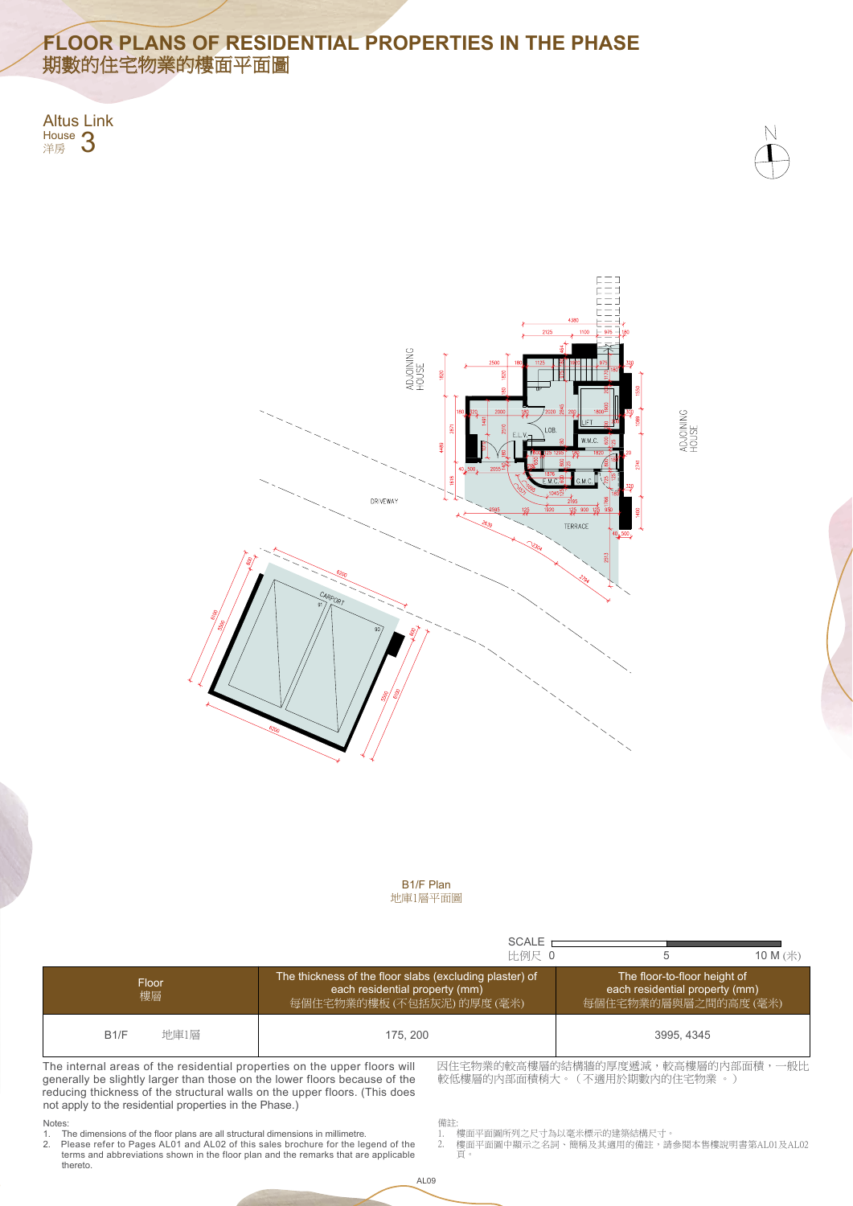# FLOOR PLANS OF RESIDENTIAL PROPERTIES IN THE PHASE
# 期數的住宅物業的樓面平面圖

Altus Link
House 洋房 3

B1/F Plan
地庫1層平面圖

SCALE 比例尺 0 5 10 M (米)

| Floor 樓層 | The thickness of the floor slabs (excluding plaster) of each residential property (mm) 每個住宅物業的樓板 (不包括灰泥) 的厚度 (毫米) | The floor-to-floor height of each residential property (mm) 每個住宅物業的層與層之間的高度 (毫米) |
|---|---|---|
| B1/F 地庫1層 | 175, 200 | 3995, 4345 |

The internal areas of the residential properties on the upper floors will generally be slightly larger than those on the lower floors because of the reducing thickness of the structural walls on the upper floors. (This does not apply to the residential properties in the Phase.)

因住宅物業的較高樓層的結構牆的厚度遞減，較高樓層的內部面積，一般比較低樓層的內部面積稍大。（不適用於期數內的住宅物業 。）

Notes:
1. The dimensions of the floor plans are all structural dimensions in millimetre.
2. Please refer to Pages AL01 and AL02 of this sales brochure for the legend of the terms and abbreviations shown in the floor plan and the remarks that are applicable thereto.

備註:
1. 樓面平面圖所列之尺寸為以毫米標示的建築結構尺寸。
2. 樓面平面圖中顯示之名詞、簡稱及其適用的備註，請參閱本售樓說明書第AL01及AL02頁。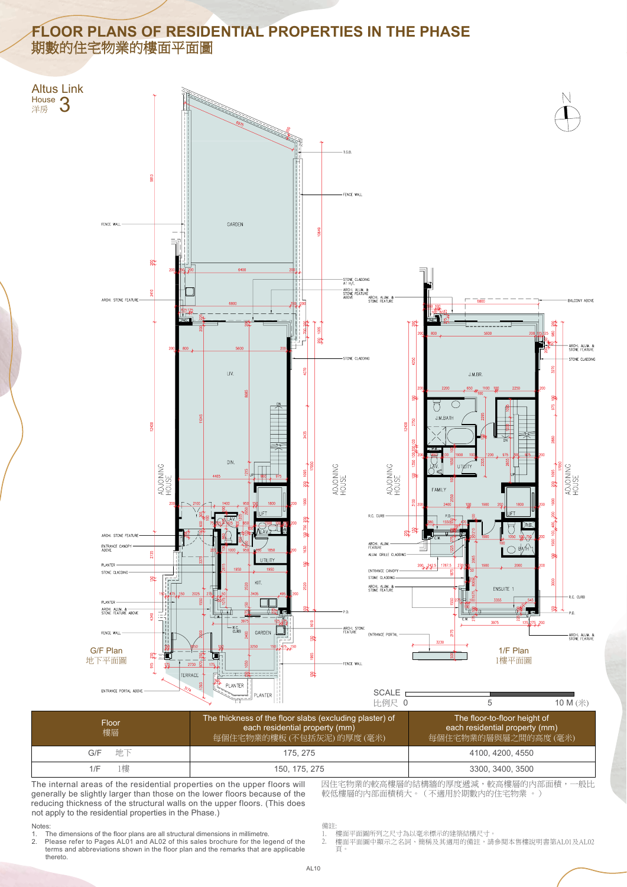# FLOOR PLANS OF RESIDENTIAL PROPERTIES IN THE PHASE
# 期數的住宅物業的樓面平面圖

## Altus Link
House 洋房 3

G/F Plan
地下平面圖

1/F Plan
1樓平面圖

SCALE 比例尺 0 5 10 M (米)

| Floor 樓層 | The thickness of the floor slabs (excluding plaster) of each residential property (mm) 每個住宅物業的樓板 (不包括灰泥) 的厚度 (毫米) | The floor-to-floor height of each residential property (mm) 每個住宅物業的層與層之間的高度 (毫米) |
|---|---|---|
| G/F 地下 | 175, 275 | 4100, 4200, 4550 |
| 1/F 1樓 | 150, 175, 275 | 3300, 3400, 3500 |

The internal areas of the residential properties on the upper floors will generally be slightly larger than those on the lower floors because of the reducing thickness of the structural walls on the upper floors. (This does not apply to the residential properties in the Phase.)

因住宅物業的較高樓層的結構牆的厚度遞減，較高樓層的內部面積，一般比較低樓層的內部面積稍大。（不適用於期數內的住宅物業 。）

Notes:
1. The dimensions of the floor plans are all structural dimensions in millimetre.
2. Please refer to Pages AL01 and AL02 of this sales brochure for the legend of the terms and abbreviations shown in the floor plan and the remarks that are applicable thereto.

備註:
1. 樓面平面圖所列之尺寸為以毫米標示的建築結構尺寸。
2. 樓面平面圖中顯示之名詞、簡稱及其適用的備註，請參閱本售樓說明書第AL01及AL02頁。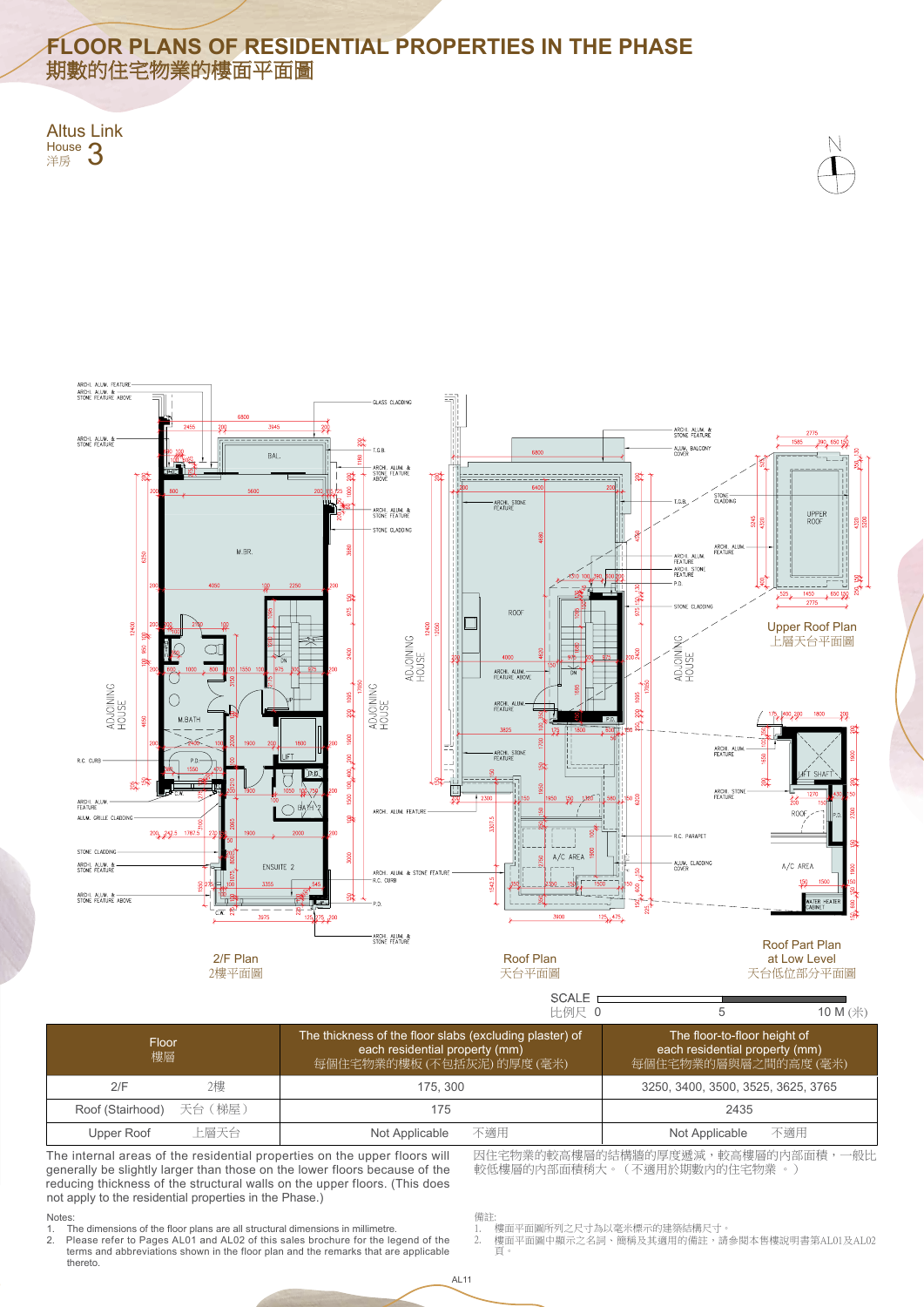# FLOOR PLANS OF RESIDENTIAL PROPERTIES IN THE PHASE
# 期數的住宅物業的樓面平面圖

## Altus Link
House 洋房 3

2/F Plan
2樓平面圖

Roof Plan
天台平面圖

Upper Roof Plan
上層天台平面圖

Roof Part Plan at Low Level
天台低位部分平面圖

SCALE 比例尺 0 5 10 M (米)

| Floor 樓層 | The thickness of the floor slabs (excluding plaster) of each residential property (mm) 每個住宅物業的樓板 (不包括灰泥) 的厚度 (毫米) | The floor-to-floor height of each residential property (mm) 每個住宅物業的層與層之間的高度 (毫米) |
|---|---|---|
| 2/F 2樓 | 175, 300 | 3250, 3400, 3500, 3525, 3625, 3765 |
| Roof (Stairhood) 天台（梯屋） | 175 | 2435 |
| Upper Roof 上層天台 | Not Applicable 不適用 | Not Applicable 不適用 |

The internal areas of the residential properties on the upper floors will generally be slightly larger than those on the lower floors because of the reducing thickness of the structural walls on the upper floors. (This does not apply to the residential properties in the Phase.)

因住宅物業的較高樓層的結構牆的厚度遞減，較高樓層的內部面積，一般比較低樓層的內部面積稍大。（不適用於期數內的住宅物業。）

Notes:
1. The dimensions of the floor plans are all structural dimensions in millimetre.
2. Please refer to Pages AL01 and AL02 of this sales brochure for the legend of the terms and abbreviations shown in the floor plan and the remarks that are applicable thereto.

備註:
1. 樓面平面圖所列之尺寸為以毫米標示的建築結構尺寸。
2. 樓面平面圖中顯示之名詞、簡稱及其適用的備註，請參閱本售樓說明書第AL01及AL02頁。